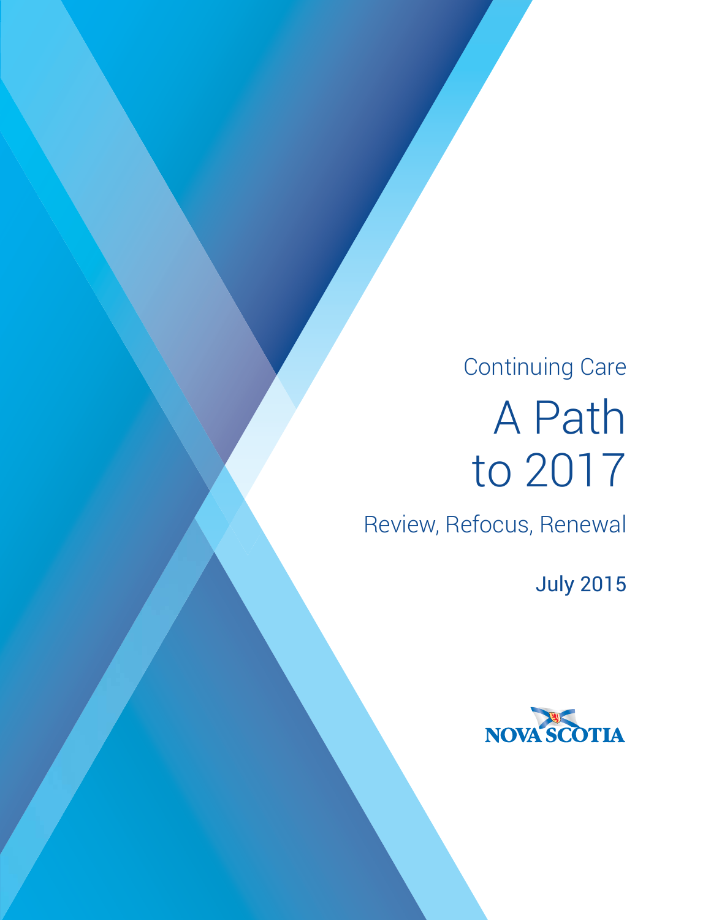Continuing Care

# A Path to 2017

Review, Refocus, Renewal

July 2015

NOVA SCOTIA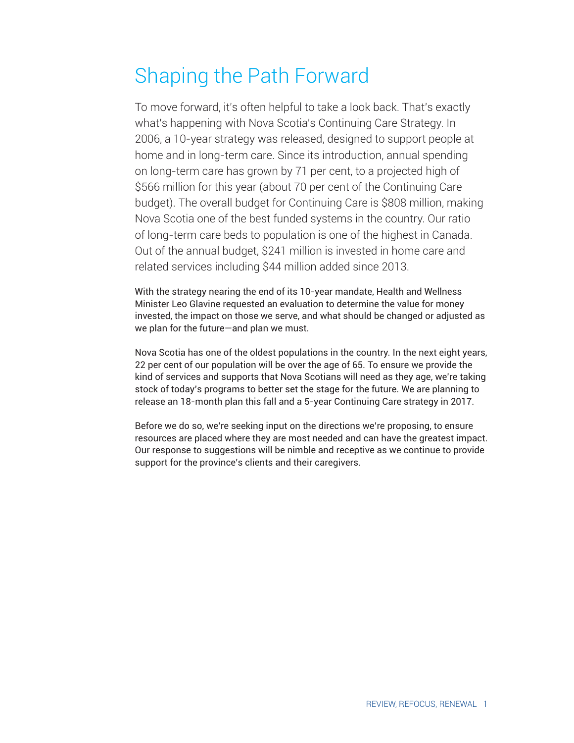# Shaping the Path Forward

To move forward, it's often helpful to take a look back. That's exactly what's happening with Nova Scotia's Continuing Care Strategy. In 2006, a 10-year strategy was released, designed to support people at home and in long-term care. Since its introduction, annual spending on long-term care has grown by 71 per cent, to a projected high of $566 million for this year (about 70 per cent of the Continuing Care budget). The overall budget for Continuing Care is $808 million, making Nova Scotia one of the best funded systems in the country. Our ratio of long-term care beds to population is one of the highest in Canada. Out of the annual budget, $241 million is invested in home care and related services including $44 million added since 2013.

With the strategy nearing the end of its 10-year mandate, Health and Wellness Minister Leo Glavine requested an evaluation to determine the value for money invested, the impact on those we serve, and what should be changed or adjusted as we plan for the future—and plan we must.

Nova Scotia has one of the oldest populations in the country. In the next eight years, 22 per cent of our population will be over the age of 65. To ensure we provide the kind of services and supports that Nova Scotians will need as they age, we're taking stock of today's programs to better set the stage for the future. We are planning to release an 18-month plan this fall and a 5-year Continuing Care strategy in 2017.

Before we do so, we're seeking input on the directions we're proposing, to ensure resources are placed where they are most needed and can have the greatest impact. Our response to suggestions will be nimble and receptive as we continue to provide support for the province's clients and their caregivers.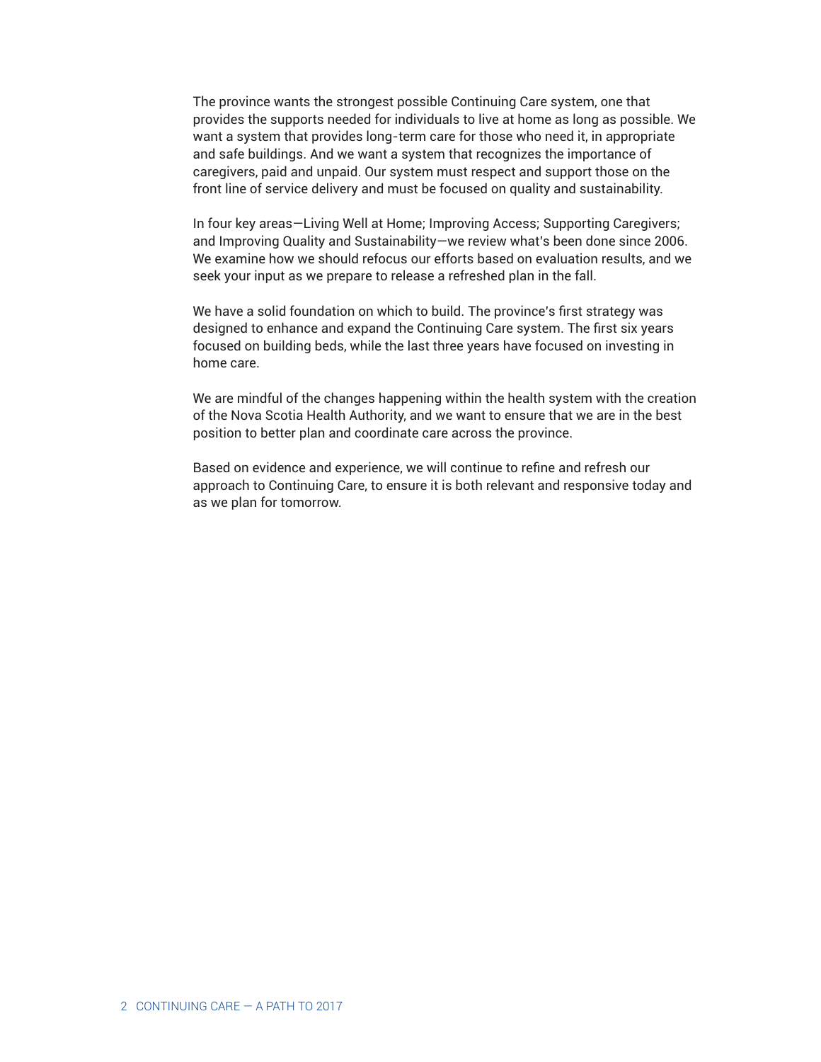The province wants the strongest possible Continuing Care system, one that provides the supports needed for individuals to live at home as long as possible. We want a system that provides long-term care for those who need it, in appropriate and safe buildings. And we want a system that recognizes the importance of caregivers, paid and unpaid. Our system must respect and support those on the front line of service delivery and must be focused on quality and sustainability.

In four key areas—Living Well at Home; Improving Access; Supporting Caregivers; and Improving Quality and Sustainability—we review what's been done since 2006. We examine how we should refocus our efforts based on evaluation results, and we seek your input as we prepare to release a refreshed plan in the fall.

We have a solid foundation on which to build. The province's first strategy was designed to enhance and expand the Continuing Care system. The first six years focused on building beds, while the last three years have focused on investing in home care.

We are mindful of the changes happening within the health system with the creation of the Nova Scotia Health Authority, and we want to ensure that we are in the best position to better plan and coordinate care across the province.

Based on evidence and experience, we will continue to refine and refresh our approach to Continuing Care, to ensure it is both relevant and responsive today and as we plan for tomorrow.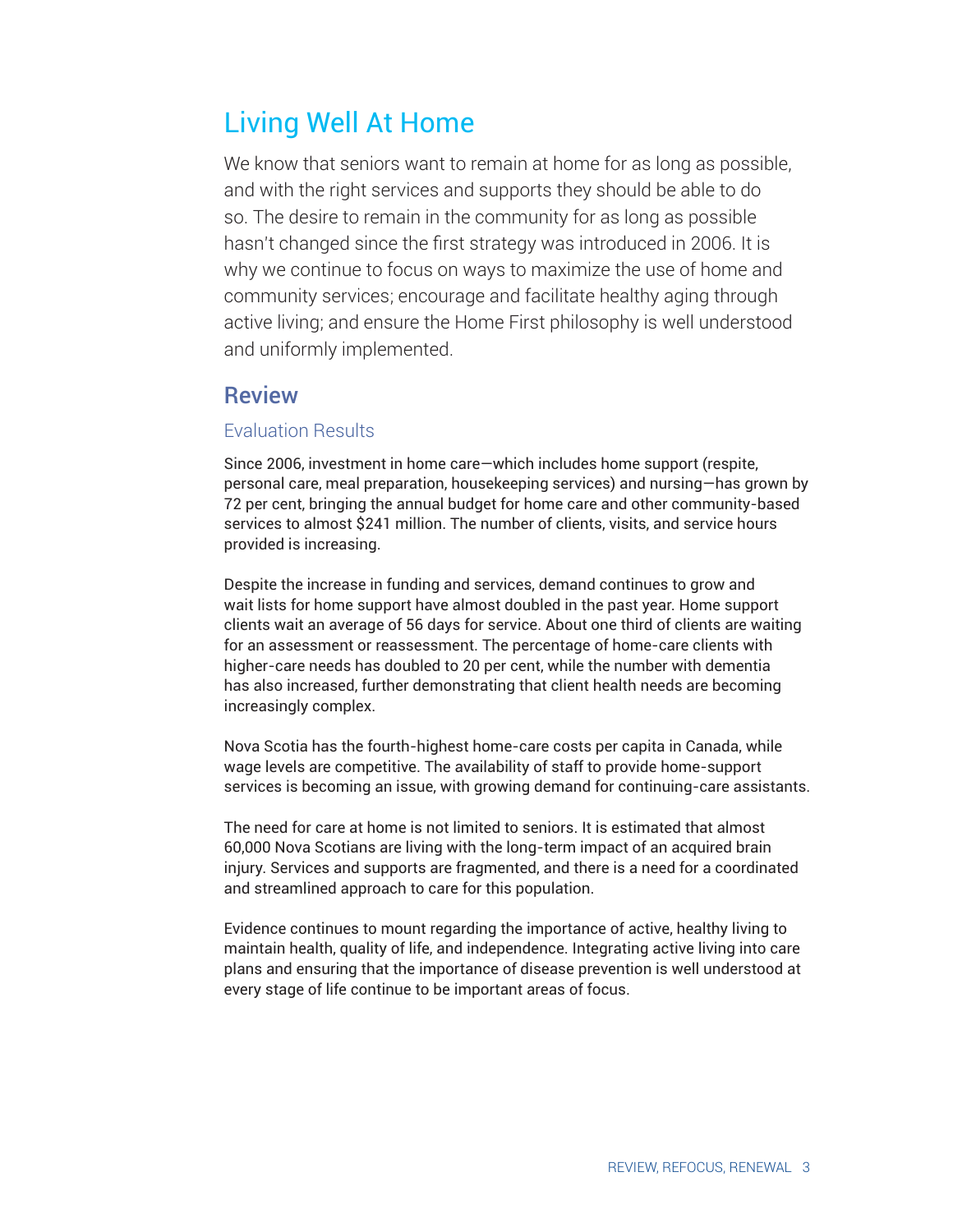# Living Well At Home

We know that seniors want to remain at home for as long as possible, and with the right services and supports they should be able to do so. The desire to remain in the community for as long as possible hasn't changed since the first strategy was introduced in 2006. It is why we continue to focus on ways to maximize the use of home and community services; encourage and facilitate healthy aging through active living; and ensure the Home First philosophy is well understood and uniformly implemented.

## Review

### Evaluation Results

Since 2006, investment in home care—which includes home support (respite, personal care, meal preparation, housekeeping services) and nursing—has grown by 72 per cent, bringing the annual budget for home care and other community-based services to almost $241 million. The number of clients, visits, and service hours provided is increasing.

Despite the increase in funding and services, demand continues to grow and wait lists for home support have almost doubled in the past year. Home support clients wait an average of 56 days for service. About one third of clients are waiting for an assessment or reassessment. The percentage of home-care clients with higher-care needs has doubled to 20 per cent, while the number with dementia has also increased, further demonstrating that client health needs are becoming increasingly complex.

Nova Scotia has the fourth-highest home-care costs per capita in Canada, while wage levels are competitive. The availability of staff to provide home-support services is becoming an issue, with growing demand for continuing-care assistants.

The need for care at home is not limited to seniors. It is estimated that almost 60,000 Nova Scotians are living with the long-term impact of an acquired brain injury. Services and supports are fragmented, and there is a need for a coordinated and streamlined approach to care for this population.

Evidence continues to mount regarding the importance of active, healthy living to maintain health, quality of life, and independence. Integrating active living into care plans and ensuring that the importance of disease prevention is well understood at every stage of life continue to be important areas of focus.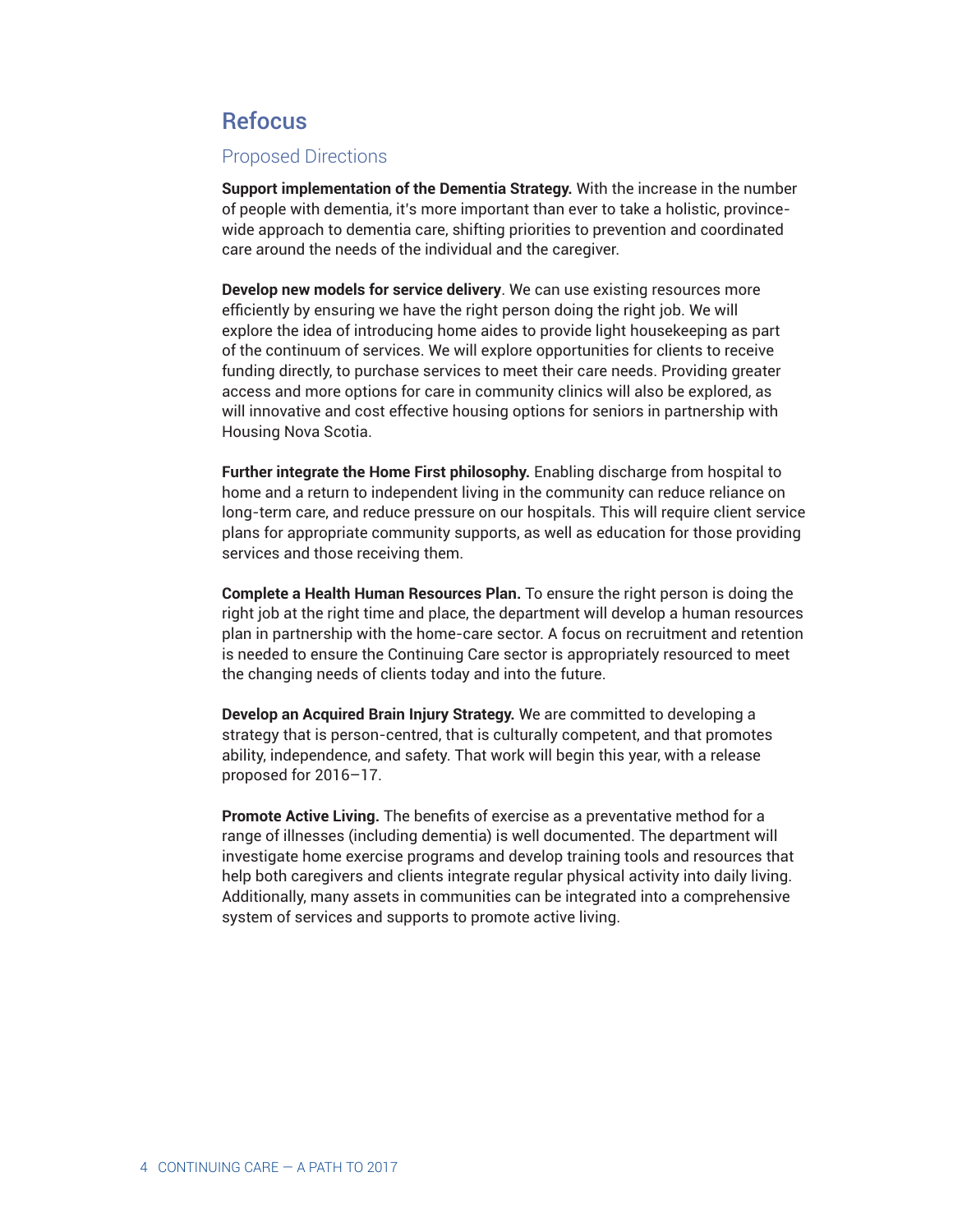## Refocus

### Proposed Directions

**Support implementation of the Dementia Strategy.** With the increase in the number of people with dementia, it's more important than ever to take a holistic, province-wide approach to dementia care, shifting priorities to prevention and coordinated care around the needs of the individual and the caregiver.

**Develop new models for service delivery**. We can use existing resources more efficiently by ensuring we have the right person doing the right job. We will explore the idea of introducing home aides to provide light housekeeping as part of the continuum of services. We will explore opportunities for clients to receive funding directly, to purchase services to meet their care needs. Providing greater access and more options for care in community clinics will also be explored, as will innovative and cost effective housing options for seniors in partnership with Housing Nova Scotia.

**Further integrate the Home First philosophy.** Enabling discharge from hospital to home and a return to independent living in the community can reduce reliance on long-term care, and reduce pressure on our hospitals. This will require client service plans for appropriate community supports, as well as education for those providing services and those receiving them.

**Complete a Health Human Resources Plan.** To ensure the right person is doing the right job at the right time and place, the department will develop a human resources plan in partnership with the home-care sector. A focus on recruitment and retention is needed to ensure the Continuing Care sector is appropriately resourced to meet the changing needs of clients today and into the future.

**Develop an Acquired Brain Injury Strategy.** We are committed to developing a strategy that is person-centred, that is culturally competent, and that promotes ability, independence, and safety. That work will begin this year, with a release proposed for 2016–17.

**Promote Active Living.** The benefits of exercise as a preventative method for a range of illnesses (including dementia) is well documented. The department will investigate home exercise programs and develop training tools and resources that help both caregivers and clients integrate regular physical activity into daily living. Additionally, many assets in communities can be integrated into a comprehensive system of services and supports to promote active living.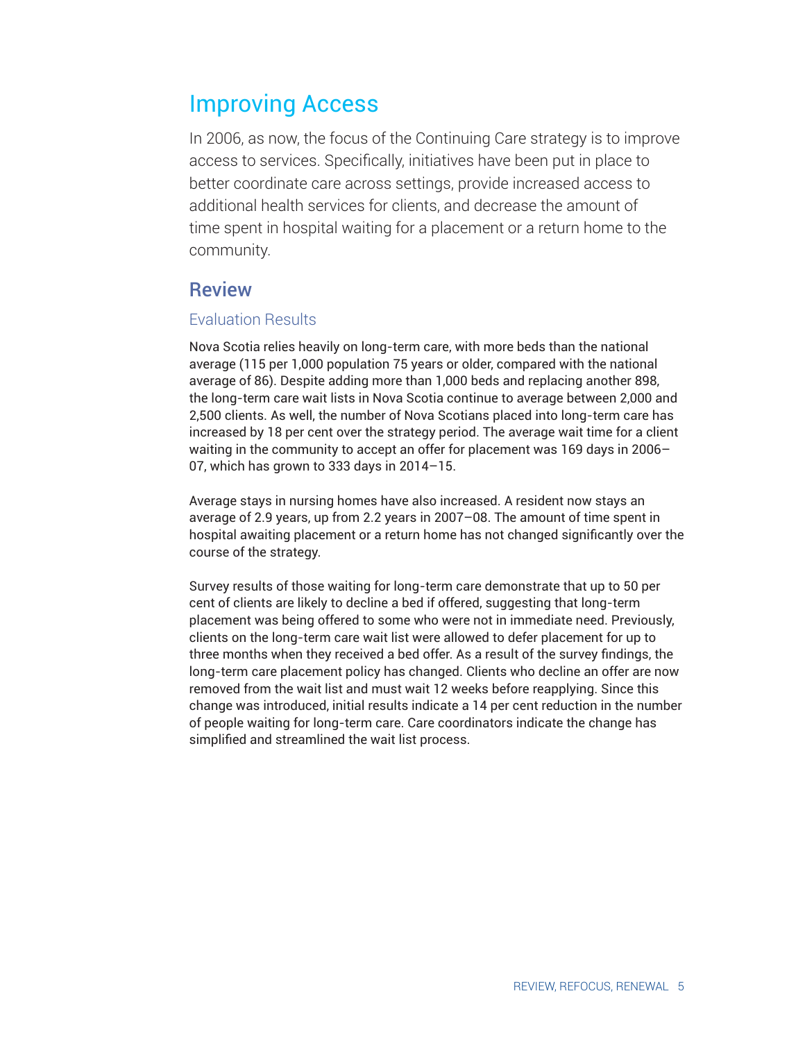# Improving Access

In 2006, as now, the focus of the Continuing Care strategy is to improve access to services. Specifically, initiatives have been put in place to better coordinate care across settings, provide increased access to additional health services for clients, and decrease the amount of time spent in hospital waiting for a placement or a return home to the community.

## Review

### Evaluation Results

Nova Scotia relies heavily on long-term care, with more beds than the national average (115 per 1,000 population 75 years or older, compared with the national average of 86). Despite adding more than 1,000 beds and replacing another 898, the long-term care wait lists in Nova Scotia continue to average between 2,000 and 2,500 clients. As well, the number of Nova Scotians placed into long-term care has increased by 18 per cent over the strategy period. The average wait time for a client waiting in the community to accept an offer for placement was 169 days in 2006–07, which has grown to 333 days in 2014–15.

Average stays in nursing homes have also increased. A resident now stays an average of 2.9 years, up from 2.2 years in 2007–08. The amount of time spent in hospital awaiting placement or a return home has not changed significantly over the course of the strategy.

Survey results of those waiting for long-term care demonstrate that up to 50 per cent of clients are likely to decline a bed if offered, suggesting that long-term placement was being offered to some who were not in immediate need. Previously, clients on the long-term care wait list were allowed to defer placement for up to three months when they received a bed offer. As a result of the survey findings, the long-term care placement policy has changed. Clients who decline an offer are now removed from the wait list and must wait 12 weeks before reapplying. Since this change was introduced, initial results indicate a 14 per cent reduction in the number of people waiting for long-term care. Care coordinators indicate the change has simplified and streamlined the wait list process.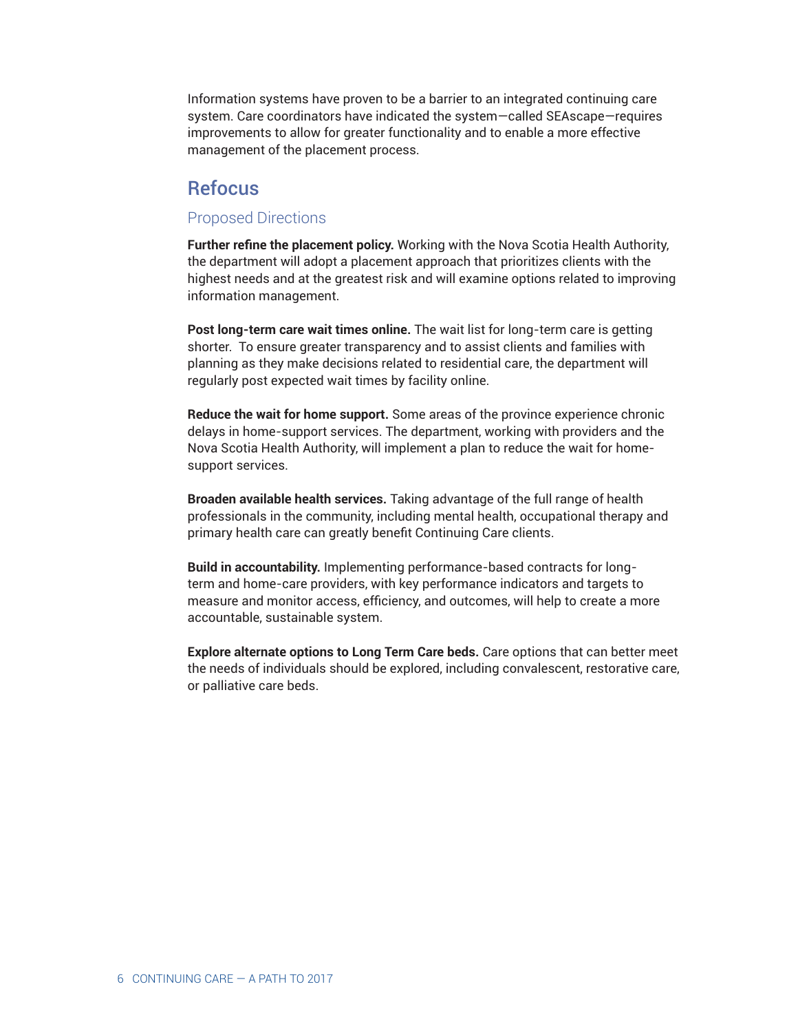Information systems have proven to be a barrier to an integrated continuing care system. Care coordinators have indicated the system—called SEAscape—requires improvements to allow for greater functionality and to enable a more effective management of the placement process.

## Refocus

### Proposed Directions

**Further refine the placement policy.** Working with the Nova Scotia Health Authority, the department will adopt a placement approach that prioritizes clients with the highest needs and at the greatest risk and will examine options related to improving information management.

**Post long-term care wait times online.** The wait list for long-term care is getting shorter. To ensure greater transparency and to assist clients and families with planning as they make decisions related to residential care, the department will regularly post expected wait times by facility online.

**Reduce the wait for home support.** Some areas of the province experience chronic delays in home-support services. The department, working with providers and the Nova Scotia Health Authority, will implement a plan to reduce the wait for home-support services.

**Broaden available health services.** Taking advantage of the full range of health professionals in the community, including mental health, occupational therapy and primary health care can greatly benefit Continuing Care clients.

**Build in accountability.** Implementing performance-based contracts for long-term and home-care providers, with key performance indicators and targets to measure and monitor access, efficiency, and outcomes, will help to create a more accountable, sustainable system.

**Explore alternate options to Long Term Care beds.** Care options that can better meet the needs of individuals should be explored, including convalescent, restorative care, or palliative care beds.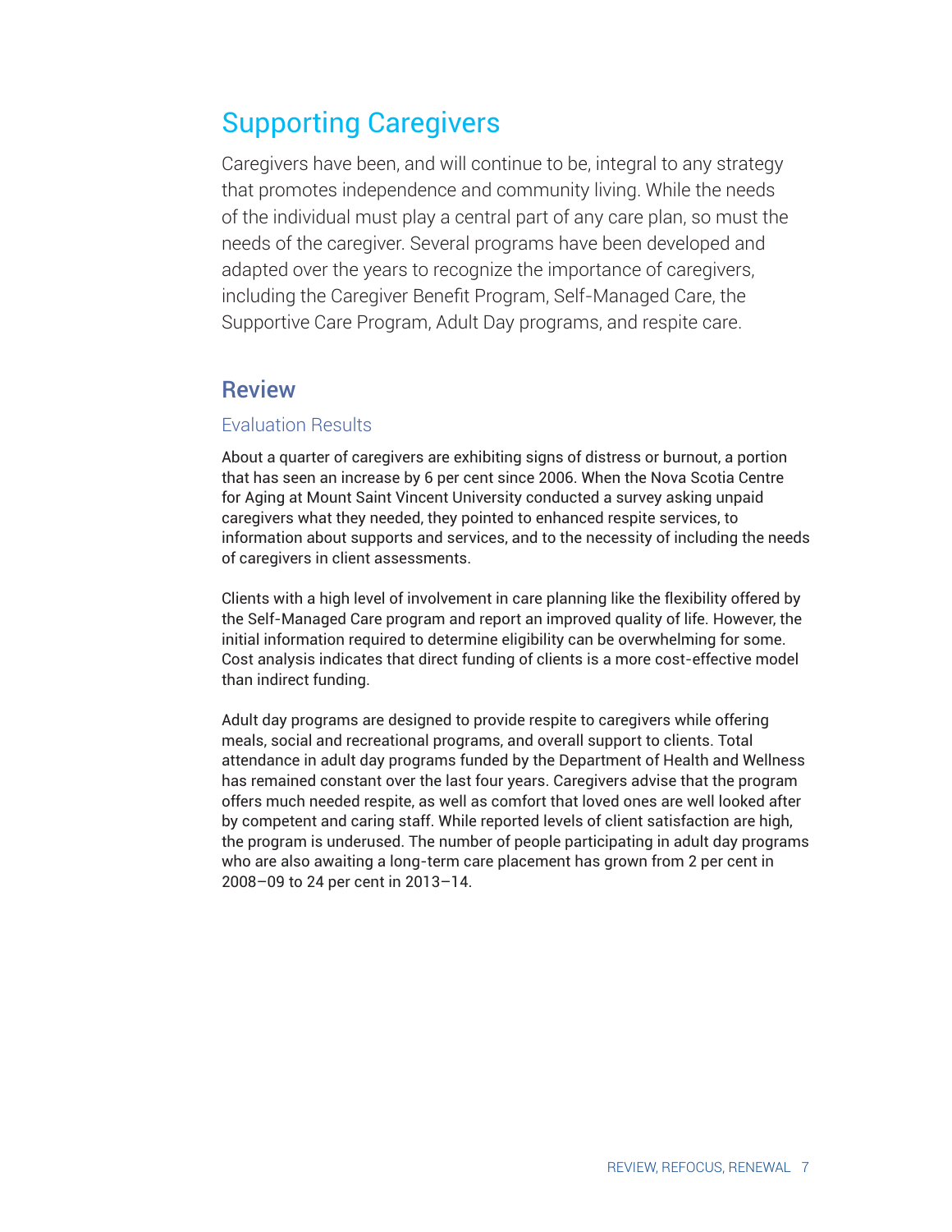# Supporting Caregivers

Caregivers have been, and will continue to be, integral to any strategy that promotes independence and community living. While the needs of the individual must play a central part of any care plan, so must the needs of the caregiver. Several programs have been developed and adapted over the years to recognize the importance of caregivers, including the Caregiver Benefit Program, Self-Managed Care, the Supportive Care Program, Adult Day programs, and respite care.

## Review

### Evaluation Results

About a quarter of caregivers are exhibiting signs of distress or burnout, a portion that has seen an increase by 6 per cent since 2006. When the Nova Scotia Centre for Aging at Mount Saint Vincent University conducted a survey asking unpaid caregivers what they needed, they pointed to enhanced respite services, to information about supports and services, and to the necessity of including the needs of caregivers in client assessments.

Clients with a high level of involvement in care planning like the flexibility offered by the Self-Managed Care program and report an improved quality of life. However, the initial information required to determine eligibility can be overwhelming for some. Cost analysis indicates that direct funding of clients is a more cost-effective model than indirect funding.

Adult day programs are designed to provide respite to caregivers while offering meals, social and recreational programs, and overall support to clients. Total attendance in adult day programs funded by the Department of Health and Wellness has remained constant over the last four years. Caregivers advise that the program offers much needed respite, as well as comfort that loved ones are well looked after by competent and caring staff. While reported levels of client satisfaction are high, the program is underused. The number of people participating in adult day programs who are also awaiting a long-term care placement has grown from 2 per cent in 2008–09 to 24 per cent in 2013–14.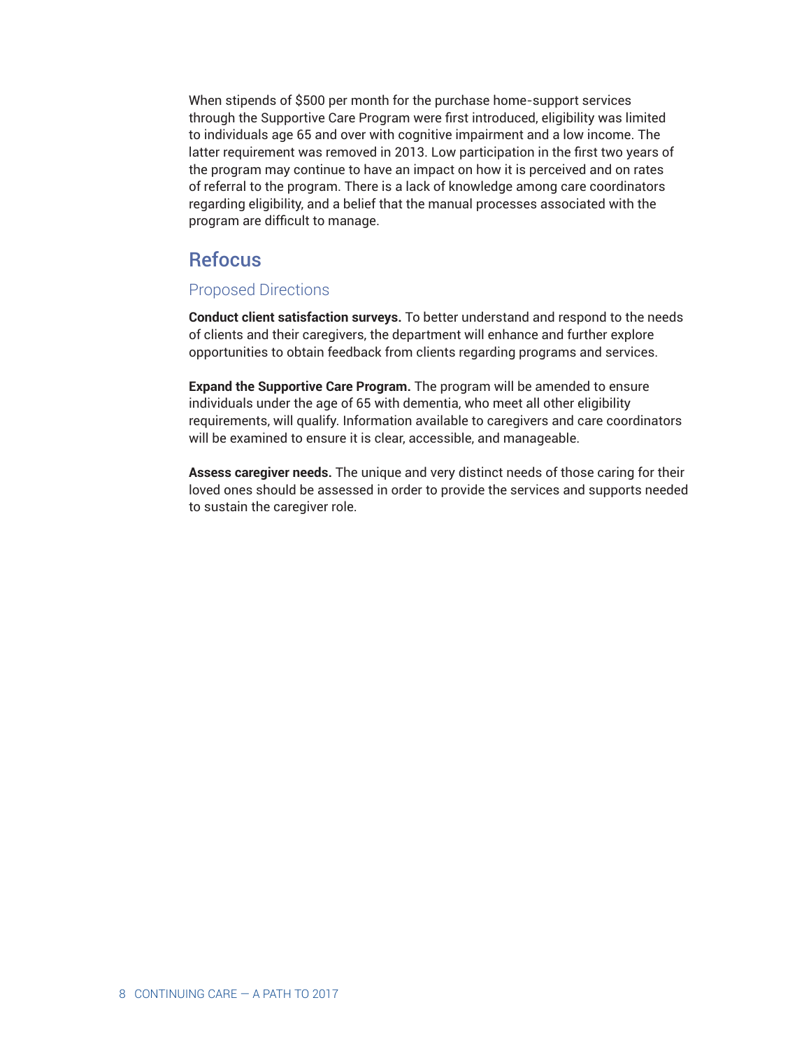When stipends of $500 per month for the purchase home-support services through the Supportive Care Program were first introduced, eligibility was limited to individuals age 65 and over with cognitive impairment and a low income. The latter requirement was removed in 2013. Low participation in the first two years of the program may continue to have an impact on how it is perceived and on rates of referral to the program. There is a lack of knowledge among care coordinators regarding eligibility, and a belief that the manual processes associated with the program are difficult to manage.

## Refocus

### Proposed Directions

**Conduct client satisfaction surveys.** To better understand and respond to the needs of clients and their caregivers, the department will enhance and further explore opportunities to obtain feedback from clients regarding programs and services.

**Expand the Supportive Care Program.** The program will be amended to ensure individuals under the age of 65 with dementia, who meet all other eligibility requirements, will qualify. Information available to caregivers and care coordinators will be examined to ensure it is clear, accessible, and manageable.

**Assess caregiver needs.** The unique and very distinct needs of those caring for their loved ones should be assessed in order to provide the services and supports needed to sustain the caregiver role.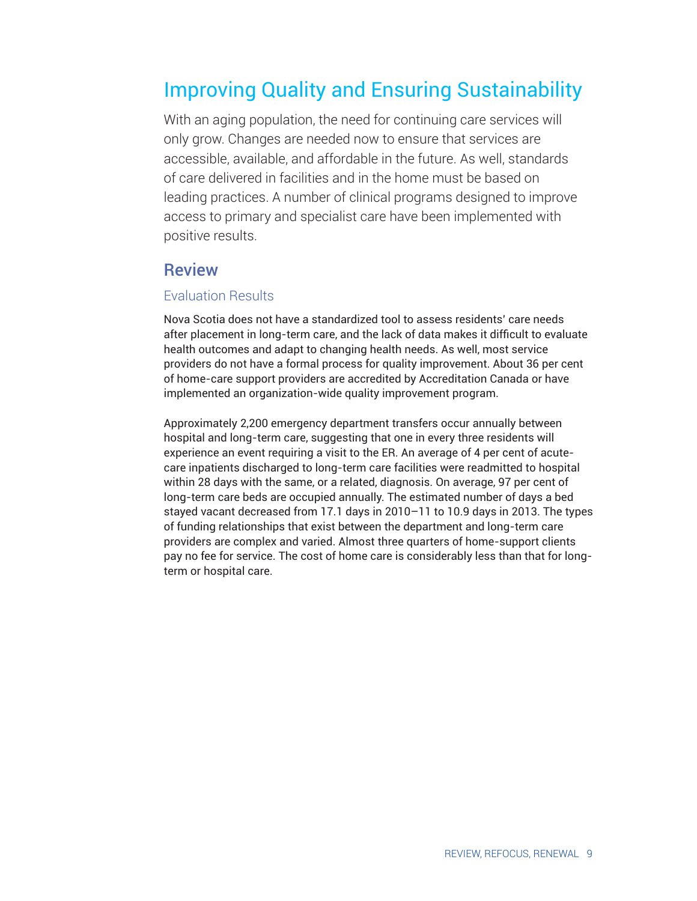# Improving Quality and Ensuring Sustainability

With an aging population, the need for continuing care services will only grow. Changes are needed now to ensure that services are accessible, available, and affordable in the future. As well, standards of care delivered in facilities and in the home must be based on leading practices. A number of clinical programs designed to improve access to primary and specialist care have been implemented with positive results.

## Review

### Evaluation Results

Nova Scotia does not have a standardized tool to assess residents' care needs after placement in long-term care, and the lack of data makes it difficult to evaluate health outcomes and adapt to changing health needs. As well, most service providers do not have a formal process for quality improvement. About 36 per cent of home-care support providers are accredited by Accreditation Canada or have implemented an organization-wide quality improvement program.

Approximately 2,200 emergency department transfers occur annually between hospital and long-term care, suggesting that one in every three residents will experience an event requiring a visit to the ER. An average of 4 per cent of acute-care inpatients discharged to long-term care facilities were readmitted to hospital within 28 days with the same, or a related, diagnosis. On average, 97 per cent of long-term care beds are occupied annually. The estimated number of days a bed stayed vacant decreased from 17.1 days in 2010–11 to 10.9 days in 2013. The types of funding relationships that exist between the department and long-term care providers are complex and varied. Almost three quarters of home-support clients pay no fee for service. The cost of home care is considerably less than that for long-term or hospital care.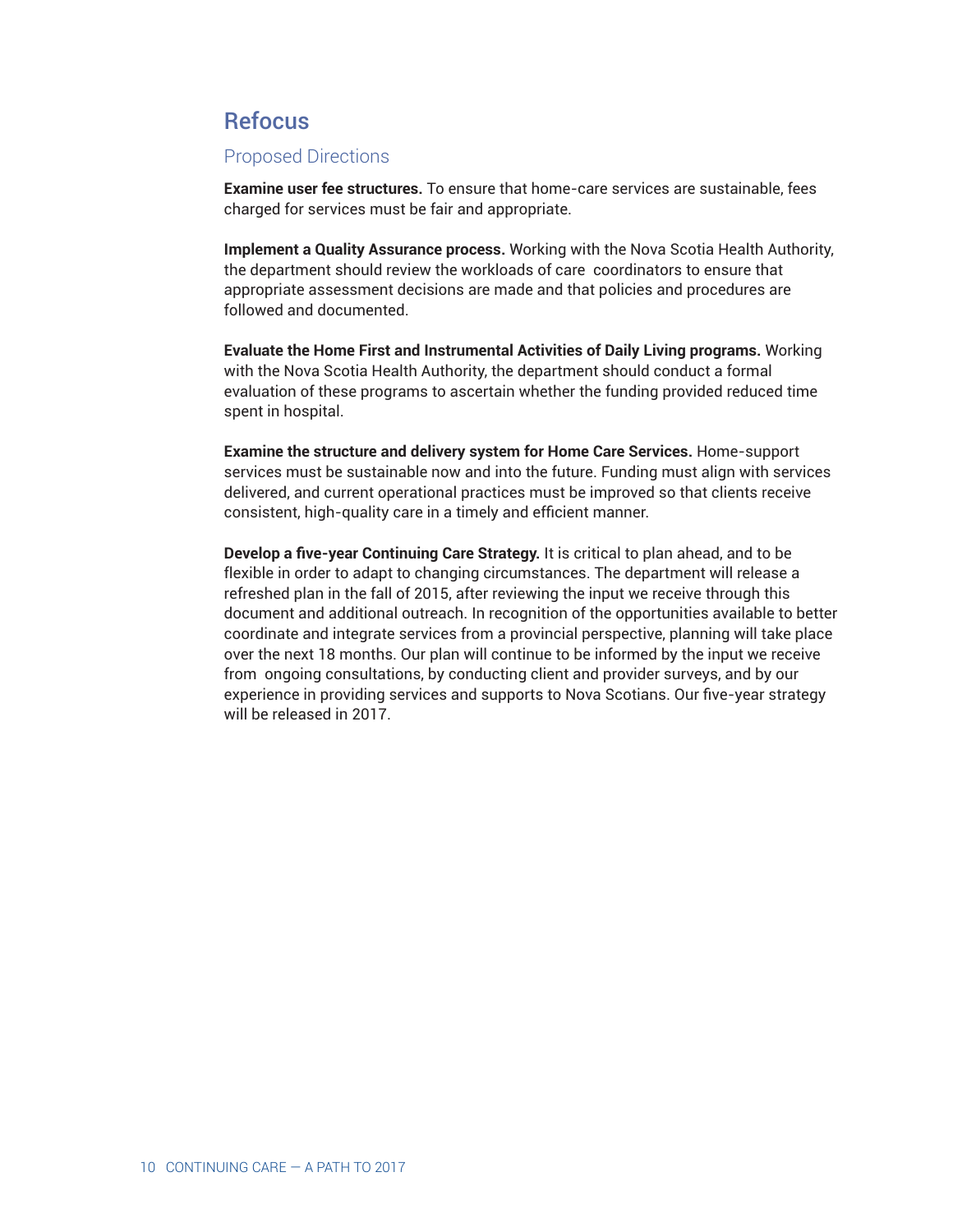## Refocus

### Proposed Directions

**Examine user fee structures.** To ensure that home-care services are sustainable, fees charged for services must be fair and appropriate.

**Implement a Quality Assurance process.** Working with the Nova Scotia Health Authority, the department should review the workloads of care coordinators to ensure that appropriate assessment decisions are made and that policies and procedures are followed and documented.

**Evaluate the Home First and Instrumental Activities of Daily Living programs.** Working with the Nova Scotia Health Authority, the department should conduct a formal evaluation of these programs to ascertain whether the funding provided reduced time spent in hospital.

**Examine the structure and delivery system for Home Care Services.** Home-support services must be sustainable now and into the future. Funding must align with services delivered, and current operational practices must be improved so that clients receive consistent, high-quality care in a timely and efficient manner.

**Develop a five-year Continuing Care Strategy.** It is critical to plan ahead, and to be flexible in order to adapt to changing circumstances. The department will release a refreshed plan in the fall of 2015, after reviewing the input we receive through this document and additional outreach. In recognition of the opportunities available to better coordinate and integrate services from a provincial perspective, planning will take place over the next 18 months. Our plan will continue to be informed by the input we receive from ongoing consultations, by conducting client and provider surveys, and by our experience in providing services and supports to Nova Scotians. Our five-year strategy will be released in 2017.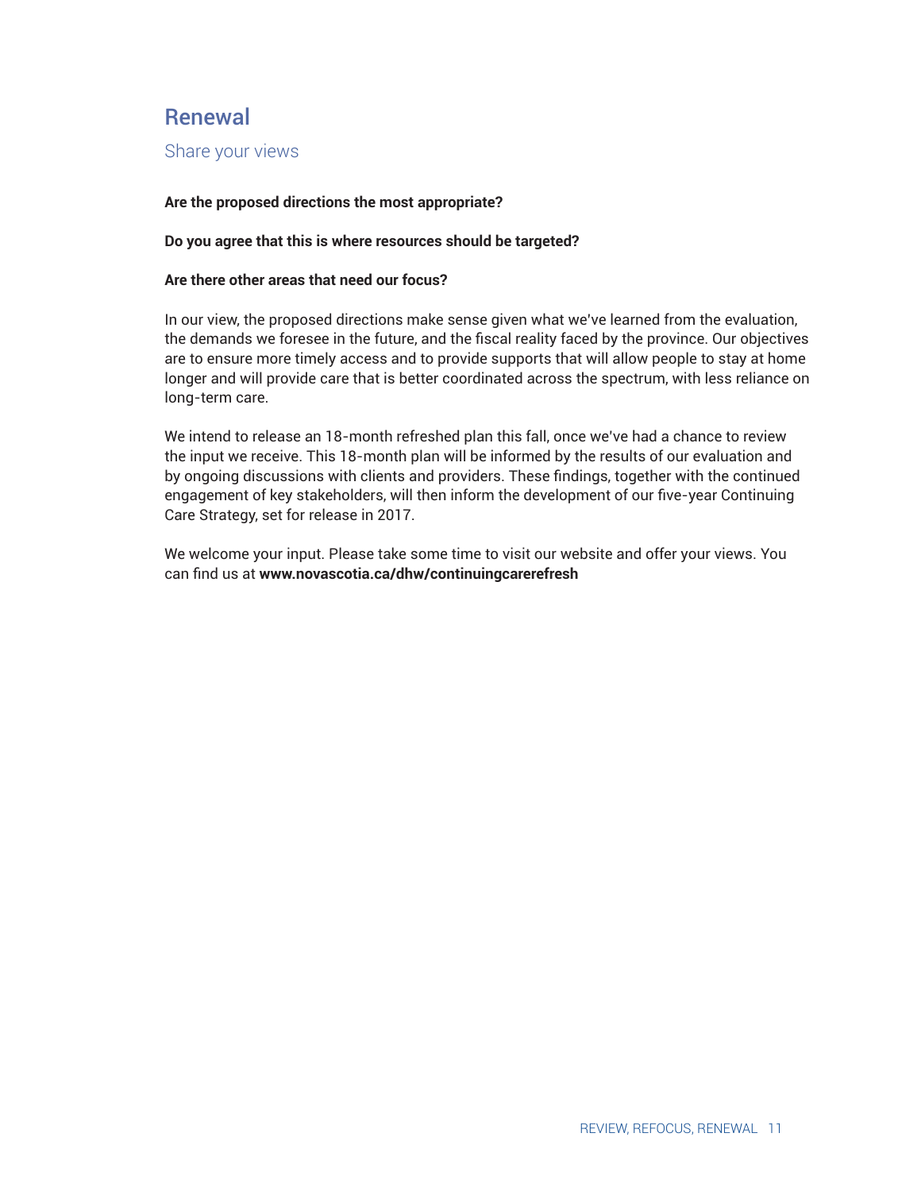## Renewal

### Share your views

**Are the proposed directions the most appropriate?**

**Do you agree that this is where resources should be targeted?**

**Are there other areas that need our focus?**

In our view, the proposed directions make sense given what we've learned from the evaluation, the demands we foresee in the future, and the fiscal reality faced by the province. Our objectives are to ensure more timely access and to provide supports that will allow people to stay at home longer and will provide care that is better coordinated across the spectrum, with less reliance on long-term care.

We intend to release an 18-month refreshed plan this fall, once we've had a chance to review the input we receive. This 18-month plan will be informed by the results of our evaluation and by ongoing discussions with clients and providers. These findings, together with the continued engagement of key stakeholders, will then inform the development of our five-year Continuing Care Strategy, set for release in 2017.

We welcome your input. Please take some time to visit our website and offer your views. You can find us at **www.novascotia.ca/dhw/continuingcarerefresh**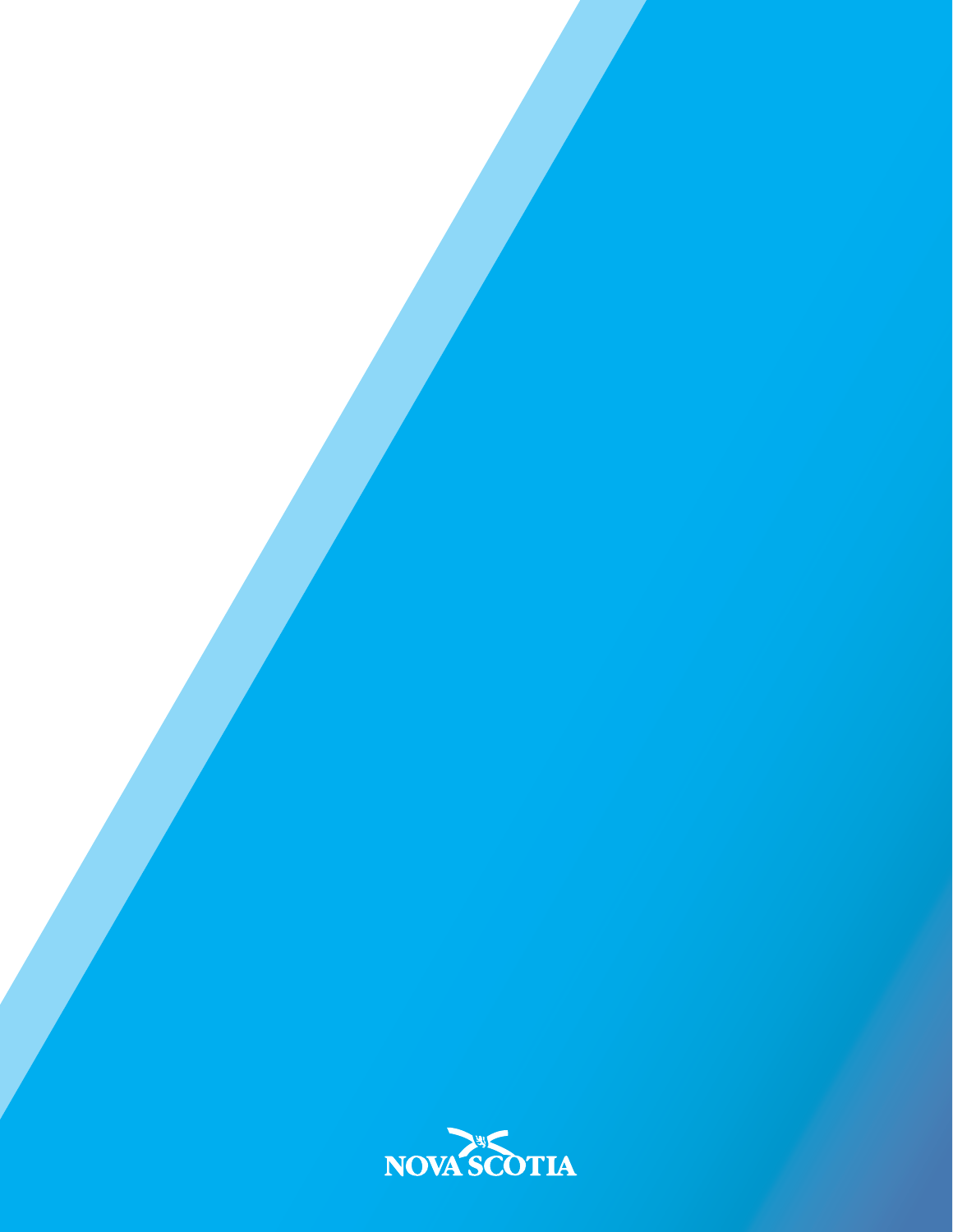NOVA SCOTIA